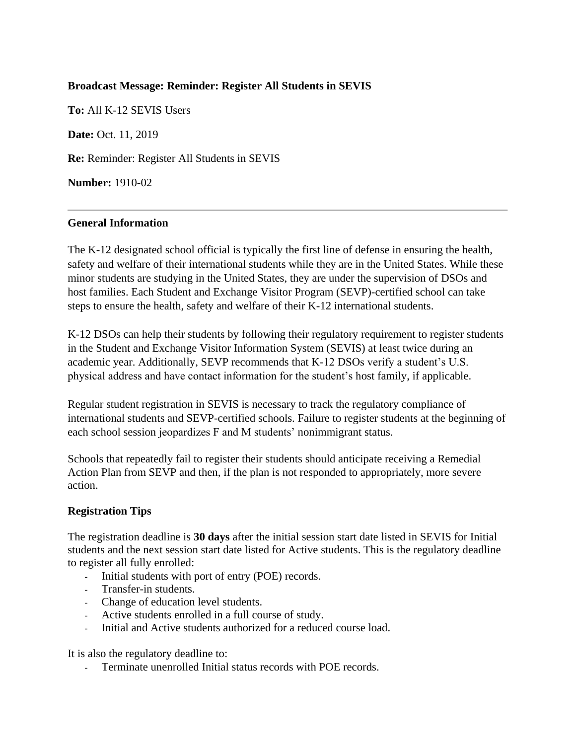**Broadcast Message: Reminder: Register All Students in SEVIS**

**To:** All K-12 SEVIS Users

**Date:** Oct. 11, 2019

**Re:** Reminder: Register All Students in SEVIS

**Number:** 1910-02

---

**General Information**

The K-12 designated school official is typically the first line of defense in ensuring the health, safety and welfare of their international students while they are in the United States. While these minor students are studying in the United States, they are under the supervision of DSOs and host families. Each Student and Exchange Visitor Program (SEVP)-certified school can take steps to ensure the health, safety and welfare of their K-12 international students.

K-12 DSOs can help their students by following their regulatory requirement to register students in the Student and Exchange Visitor Information System (SEVIS) at least twice during an academic year. Additionally, SEVP recommends that K-12 DSOs verify a student's U.S. physical address and have contact information for the student's host family, if applicable.

Regular student registration in SEVIS is necessary to track the regulatory compliance of international students and SEVP-certified schools. Failure to register students at the beginning of each school session jeopardizes F and M students' nonimmigrant status.

Schools that repeatedly fail to register their students should anticipate receiving a Remedial Action Plan from SEVP and then, if the plan is not responded to appropriately, more severe action.

**Registration Tips**

The registration deadline is **30 days** after the initial session start date listed in SEVIS for Initial students and the next session start date listed for Active students. This is the regulatory deadline to register all fully enrolled:

- Initial students with port of entry (POE) records.
- Transfer-in students.
- Change of education level students.
- Active students enrolled in a full course of study.
- Initial and Active students authorized for a reduced course load.

It is also the regulatory deadline to:

- Terminate unenrolled Initial status records with POE records.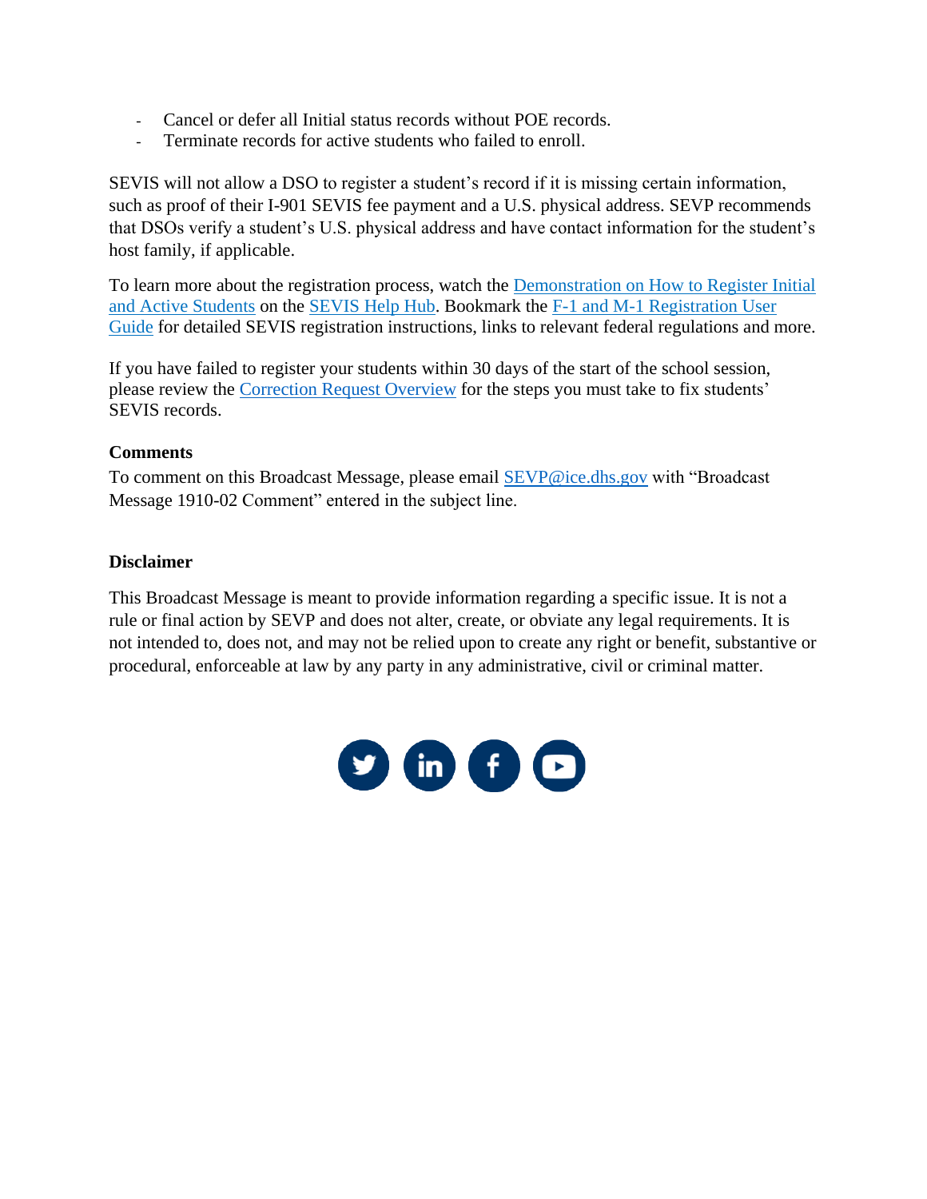- Cancel or defer all Initial status records without POE records.
- Terminate records for active students who failed to enroll.

SEVIS will not allow a DSO to register a student's record if it is missing certain information, such as proof of their I-901 SEVIS fee payment and a U.S. physical address. SEVP recommends that DSOs verify a student's U.S. physical address and have contact information for the student's host family, if applicable.

To learn more about the registration process, watch the Demonstration on How to Register Initial and Active Students on the SEVIS Help Hub. Bookmark the F-1 and M-1 Registration User Guide for detailed SEVIS registration instructions, links to relevant federal regulations and more.

If you have failed to register your students within 30 days of the start of the school session, please review the Correction Request Overview for the steps you must take to fix students' SEVIS records.

**Comments**

To comment on this Broadcast Message, please email SEVP@ice.dhs.gov with "Broadcast Message 1910-02 Comment" entered in the subject line.

**Disclaimer**

This Broadcast Message is meant to provide information regarding a specific issue. It is not a rule or final action by SEVP and does not alter, create, or obviate any legal requirements. It is not intended to, does not, and may not be relied upon to create any right or benefit, substantive or procedural, enforceable at law by any party in any administrative, civil or criminal matter.